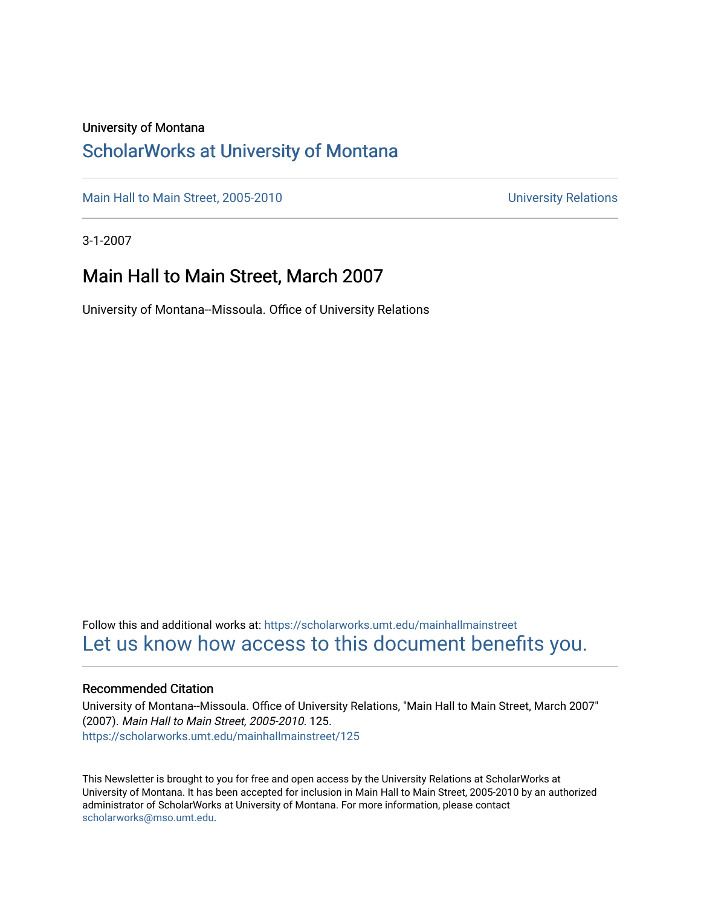University of Montana

## ScholarWorks at University of Montana

Main Hall to Main Street, 2005-2010 | University Relations

3-1-2007

# Main Hall to Main Street, March 2007

University of Montana--Missoula. Office of University Relations

Follow this and additional works at: https://scholarworks.umt.edu/mainhallmainstreet

Let us know how access to this document benefits you.

### Recommended Citation

University of Montana--Missoula. Office of University Relations, "Main Hall to Main Street, March 2007" (2007). *Main Hall to Main Street, 2005-2010*. 125.
https://scholarworks.umt.edu/mainhallmainstreet/125

This Newsletter is brought to you for free and open access by the University Relations at ScholarWorks at University of Montana. It has been accepted for inclusion in Main Hall to Main Street, 2005-2010 by an authorized administrator of ScholarWorks at University of Montana. For more information, please contact scholarworks@mso.umt.edu.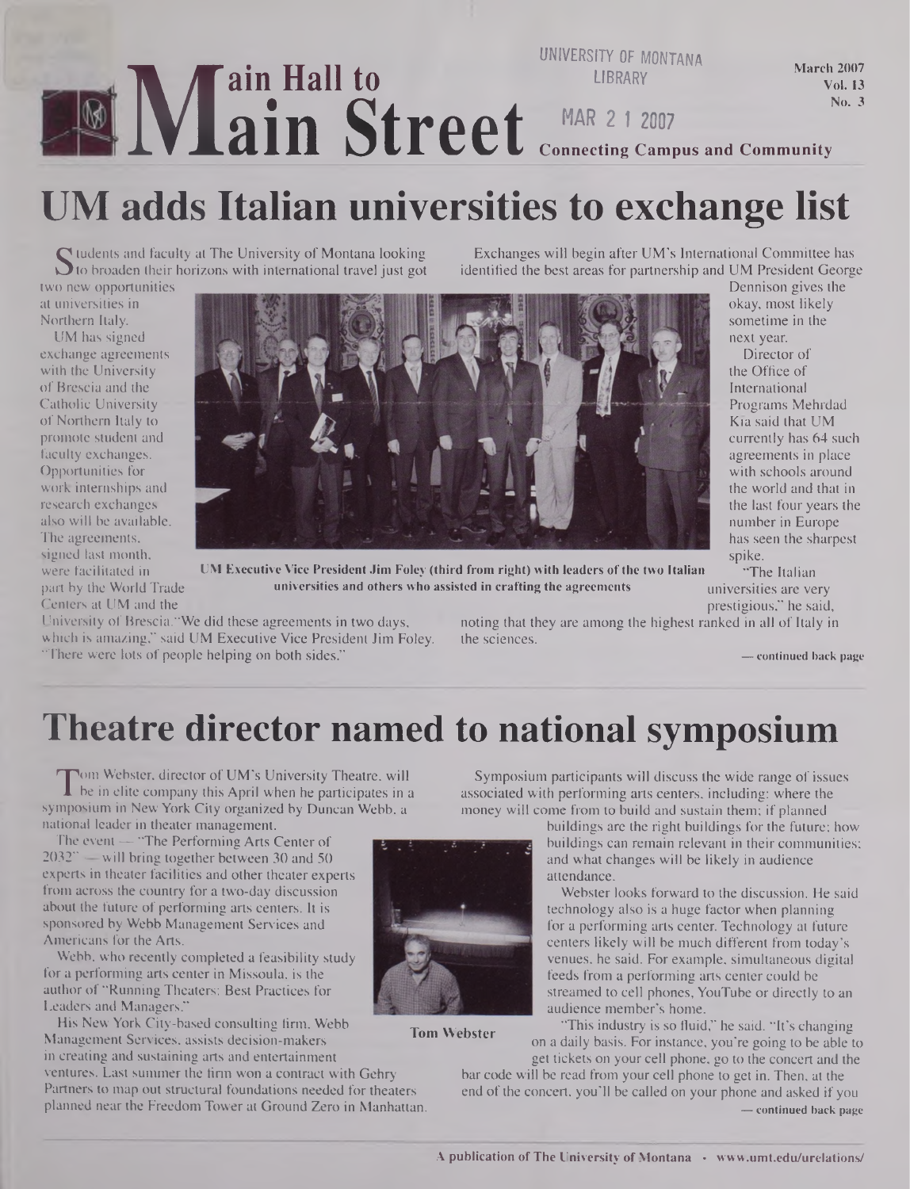# Main Hall to Main Street

UNIVERSITY OF MONTANA LIBRARY

MAR 2 1 2007

March 2007
Vol. 13
No. 3

Connecting Campus and Community

## UM adds Italian universities to exchange list

Students and faculty at The University of Montana looking to broaden their horizons with international travel just got two new opportunities at universities in Northern Italy.

UM has signed exchange agreements with the University of Brescia and the Catholic University of Northern Italy to promote student and faculty exchanges. Opportunities for work internships and research exchanges also will be available. The agreements, signed last month, were facilitated in part by the World Trade Centers at UM and the University of Brescia. "We did these agreements in two days, which is amazing," said UM Executive Vice President Jim Foley. "There were lots of people helping on both sides."

UM Executive Vice President Jim Foley (third from right) with leaders of the two Italian universities and others who assisted in crafting the agreements

Exchanges will begin after UM's International Committee has identified the best areas for partnership and UM President George Dennison gives the okay, most likely sometime in the next year.

Director of the Office of International Programs Mehrdad Kia said that UM currently has 64 such agreements in place with schools around the world and that in the last four years the number in Europe has seen the sharpest spike.

"The Italian universities are very prestigious," he said, noting that they are among the highest ranked in all of Italy in the sciences.

— continued back page

## Theatre director named to national symposium

Tom Webster, director of UM's University Theatre, will be in elite company this April when he participates in a symposium in New York City organized by Duncan Webb, a national leader in theater management.

The event — "The Performing Arts Center of 2032" — will bring together between 30 and 50 experts in theater facilities and other theater experts from across the country for a two-day discussion about the future of performing arts centers. It is sponsored by Webb Management Services and Americans for the Arts.

Webb, who recently completed a feasibility study for a performing arts center in Missoula, is the author of "Running Theaters: Best Practices for Leaders and Managers."

His New York City-based consulting firm, Webb Management Services, assists decision-makers in creating and sustaining arts and entertainment ventures. Last summer the firm won a contract with Gehry Partners to map out structural foundations needed for theaters planned near the Freedom Tower at Ground Zero in Manhattan.

Tom Webster

Symposium participants will discuss the wide range of issues associated with performing arts centers, including: where the money will come from to build and sustain them; if planned buildings are the right buildings for the future; how buildings can remain relevant in their communities; and what changes will be likely in audience attendance.

Webster looks forward to the discussion. He said technology also is a huge factor when planning for a performing arts center. Technology at future centers likely will be much different from today's venues, he said. For example, simultaneous digital feeds from a performing arts center could be streamed to cell phones, YouTube or directly to an audience member's home.

"This industry is so fluid," he said. "It's changing on a daily basis. For instance, you're going to be able to get tickets on your cell phone, go to the concert and the bar code will be read from your cell phone to get in. Then, at the end of the concert, you'll be called on your phone and asked if you

— continued back page

A publication of The University of Montana • www.umt.edu/urelations/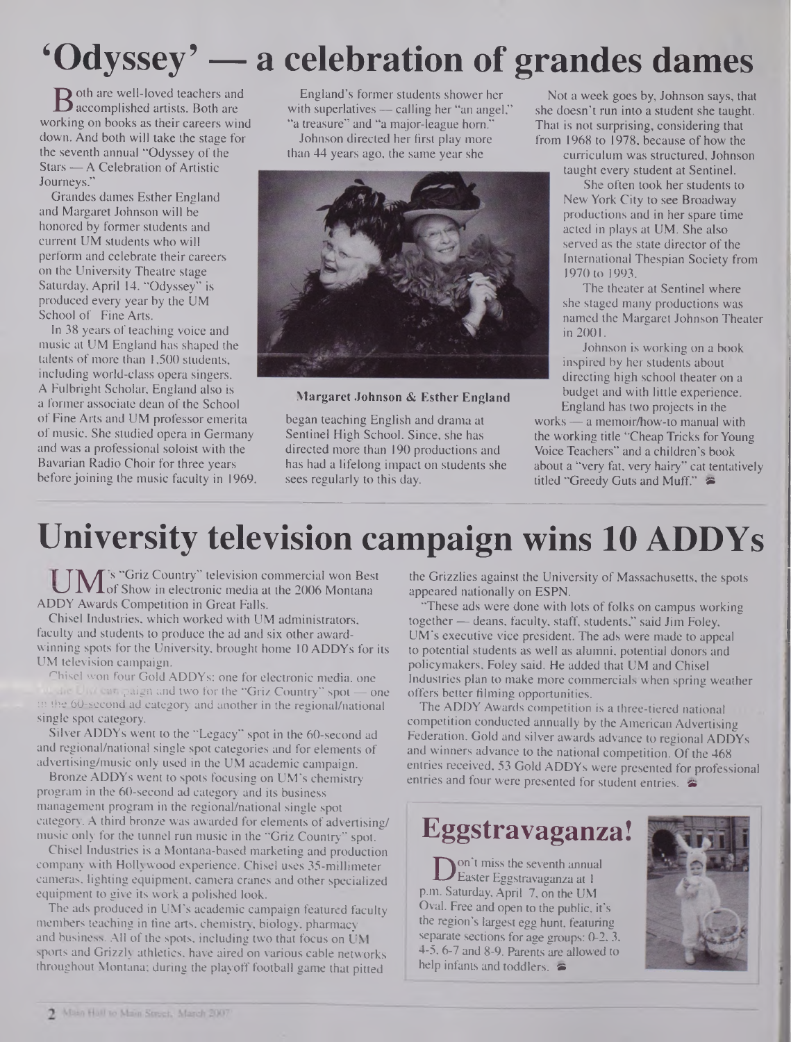# 'Odyssey' — a celebration of grandes dames

Both are well-loved teachers and accomplished artists. Both are working on books as their careers wind down. And both will take the stage for the seventh annual "Odyssey of the Stars — A Celebration of Artistic Journeys."

Grandes dames Esther England and Margaret Johnson will be honored by former students and current UM students who will perform and celebrate their careers on the University Theatre stage Saturday, April 14. "Odyssey" is produced every year by the UM School of Fine Arts.

In 38 years of teaching voice and music at UM England has shaped the talents of more than 1,500 students, including world-class opera singers. A Fulbright Scholar, England also is a former associate dean of the School of Fine Arts and UM professor emerita of music. She studied opera in Germany and was a professional soloist with the Bavarian Radio Choir for three years before joining the music faculty in 1969.

England's former students shower her with superlatives — calling her "an angel," "a treasure" and "a major-league horn."

Johnson directed her first play more than 44 years ago, the same year she began teaching English and drama at Sentinel High School. Since, she has directed more than 190 productions and has had a lifelong impact on students she sees regularly to this day.

**Margaret Johnson & Esther England**

Not a week goes by, Johnson says, that she doesn't run into a student she taught. That is not surprising, considering that from 1968 to 1978, because of how the curriculum was structured, Johnson taught every student at Sentinel.

She often took her students to New York City to see Broadway productions and in her spare time acted in plays at UM. She also served as the state director of the International Thespian Society from 1970 to 1993.

The theater at Sentinel where she staged many productions was named the Margaret Johnson Theater in 2001.

Johnson is working on a book inspired by her students about directing high school theater on a budget and with little experience.

England has two projects in the works — a memoir/how-to manual with the working title "Cheap Tricks for Young Voice Teachers" and a children's book about a "very fat, very hairy" cat tentatively titled "Greedy Guts and Muff."

# University television campaign wins 10 ADDYs

UM's "Griz Country" television commercial won Best of Show in electronic media at the 2006 Montana ADDY Awards Competition in Great Falls.

Chisel Industries, which worked with UM administrators, faculty and students to produce the ad and six other award-winning spots for the University, brought home 10 ADDYs for its UM television campaign.

Chisel won four Gold ADDYs: one for electronic media, one for the UM campaign and two for the "Griz Country" spot — one in the 60-second ad category and another in the regional/national single spot category.

Silver ADDYs went to the "Legacy" spot in the 60-second ad and regional/national single spot categories and for elements of advertising/music only used in the UM academic campaign.

Bronze ADDYs went to spots focusing on UM's chemistry program in the 60-second ad category and its business management program in the regional/national single spot category. A third bronze was awarded for elements of advertising/music only for the tunnel run music in the "Griz Country" spot.

Chisel Industries is a Montana-based marketing and production company with Hollywood experience. Chisel uses 35-millimeter cameras, lighting equipment, camera cranes and other specialized equipment to give its work a polished look.

The ads produced in UM's academic campaign featured faculty members teaching in fine arts, chemistry, biology, pharmacy and business. All of the spots, including two that focus on UM sports and Grizzly athletics, have aired on various cable networks throughout Montana; during the playoff football game that pitted the Grizzlies against the University of Massachusetts, the spots appeared nationally on ESPN.

"These ads were done with lots of folks on campus working together — deans, faculty, staff, students," said Jim Foley, UM's executive vice president. The ads were made to appeal to potential students as well as alumni, potential donors and policymakers, Foley said. He added that UM and Chisel Industries plan to make more commercials when spring weather offers better filming opportunities.

The ADDY Awards competition is a three-tiered national competition conducted annually by the American Advertising Federation. Gold and silver awards advance to regional ADDYs and winners advance to the national competition. Of the 468 entries received, 53 Gold ADDYs were presented for professional entries and four were presented for student entries.

## Eggstravaganza!

Don't miss the seventh annual Easter Eggstravaganza at 1 p.m. Saturday, April 7, on the UM Oval. Free and open to the public, it's the region's largest egg hunt, featuring separate sections for age groups: 0-2, 3, 4-5, 6-7 and 8-9. Parents are allowed to help infants and toddlers.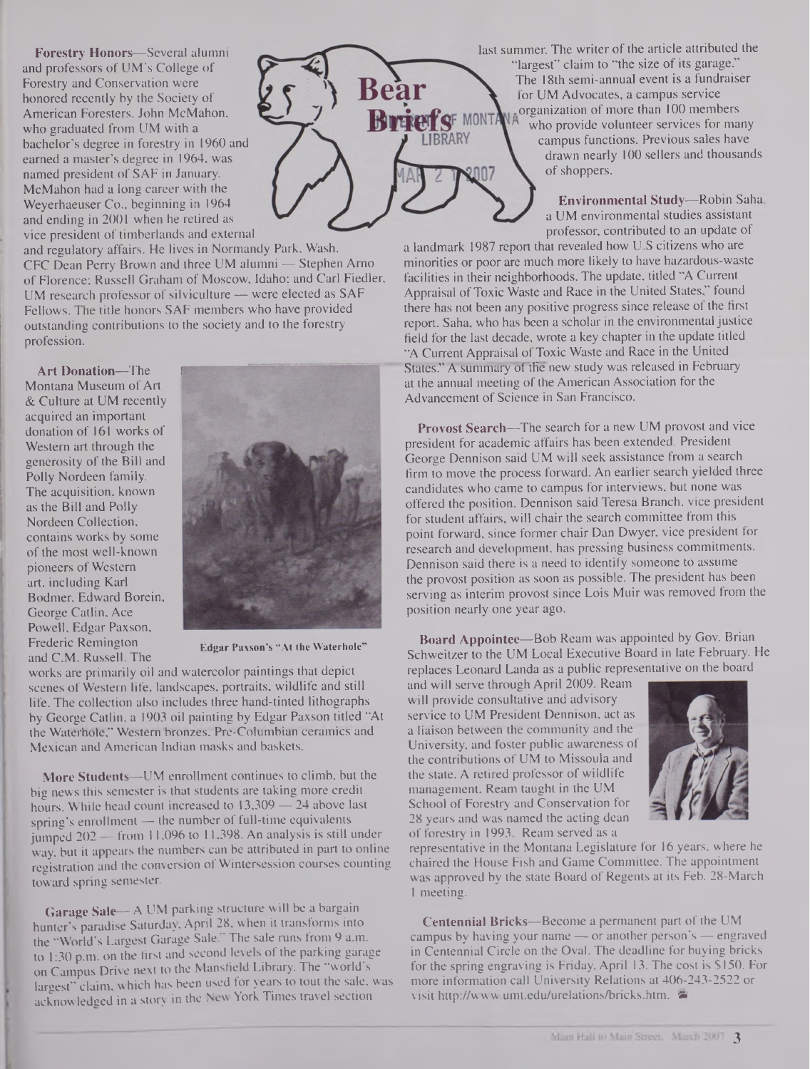# Bear Briefs

**Forestry Honors**—Several alumni and professors of UM's College of Forestry and Conservation were honored recently by the Society of American Foresters. John McMahon, who graduated from UM with a bachelor's degree in forestry in 1960 and earned a master's degree in 1964, was named president of SAF in January. McMahon had a long career with the Weyerhaeuser Co., beginning in 1964 and ending in 2001 when he retired as vice president of timberlands and external and regulatory affairs. He lives in Normandy Park, Wash. CFC Dean Perry Brown and three UM alumni — Stephen Arno of Florence; Russell Graham of Moscow, Idaho; and Carl Fiedler, UM research professor of silviculture — were elected as SAF Fellows. The title honors SAF members who have provided outstanding contributions to the society and to the forestry profession.

**Art Donation**—The Montana Museum of Art & Culture at UM recently acquired an important donation of 161 works of Western art through the generosity of the Bill and Polly Nordeen family. The acquisition, known as the Bill and Polly Nordeen Collection, contains works by some of the most well-known pioneers of Western art, including Karl Bodmer, Edward Borein, George Catlin, Ace Powell, Edgar Paxson, Frederic Remington and C.M. Russell. The works are primarily oil and watercolor paintings that depict scenes of Western life, landscapes, portraits, wildlife and still life. The collection also includes three hand-tinted lithographs by George Catlin, a 1903 oil painting by Edgar Paxson titled "At the Waterhole," Western bronzes, Pre-Columbian ceramics and Mexican and American Indian masks and baskets.

Edgar Paxson's "At the Waterhole"

**More Students**—UM enrollment continues to climb, but the big news this semester is that students are taking more credit hours. While head count increased to 13,309 — 24 above last spring's enrollment — the number of full-time equivalents jumped 202 — from 11,096 to 11,398. An analysis is still under way, but it appears the numbers can be attributed in part to online registration and the conversion of Wintersession courses counting toward spring semester.

**Garage Sale**— A UM parking structure will be a bargain hunter's paradise Saturday, April 28, when it transforms into the "World's Largest Garage Sale." The sale runs from 9 a.m. to 1:30 p.m. on the first and second levels of the parking garage on Campus Drive next to the Mansfield Library. The "world's largest" claim, which has been used for years to tout the sale, was acknowledged in a story in the New York Times travel section last summer. The writer of the article attributed the "largest" claim to "the size of its garage." The 18th semi-annual event is a fundraiser for UM Advocates, a campus service organization of more than 100 members who provide volunteer services for many campus functions. Previous sales have drawn nearly 100 sellers and thousands of shoppers.

**Environmental Study**—Robin Saha, a UM environmental studies assistant professor, contributed to an update of a landmark 1987 report that revealed how U.S citizens who are minorities or poor are much more likely to have hazardous-waste facilities in their neighborhoods. The update, titled "A Current Appraisal of Toxic Waste and Race in the United States," found there has not been any positive progress since release of the first report. Saha, who has been a scholar in the environmental justice field for the last decade, wrote a key chapter in the update titled "A Current Appraisal of Toxic Waste and Race in the United States." A summary of the new study was released in February at the annual meeting of the American Association for the Advancement of Science in San Francisco.

**Provost Search**—The search for a new UM provost and vice president for academic affairs has been extended. President George Dennison said UM will seek assistance from a search firm to move the process forward. An earlier search yielded three candidates who came to campus for interviews, but none was offered the position. Dennison said Teresa Branch, vice president for student affairs, will chair the search committee from this point forward, since former chair Dan Dwyer, vice president for research and development, has pressing business commitments. Dennison said there is a need to identify someone to assume the provost position as soon as possible. The president has been serving as interim provost since Lois Muir was removed from the position nearly one year ago.

**Board Appointee**—Bob Ream was appointed by Gov. Brian Schweitzer to the UM Local Executive Board in late February. He replaces Leonard Landa as a public representative on the board and will serve through April 2009. Ream will provide consultative and advisory service to UM President Dennison, act as a liaison between the community and the University, and foster public awareness of the contributions of UM to Missoula and the state. A retired professor of wildlife management, Ream taught in the UM School of Forestry and Conservation for 28 years and was named the acting dean of forestry in 1993. Ream served as a representative in the Montana Legislature for 16 years, where he chaired the House Fish and Game Committee. The appointment was approved by the state Board of Regents at its Feb. 28-March 1 meeting.

**Centennial Bricks**—Become a permanent part of the UM campus by having your name — or another person's — engraved in Centennial Circle on the Oval. The deadline for buying bricks for the spring engraving is Friday, April 13. The cost is $150. For more information call University Relations at 406-243-2522 or visit http://www.umt.edu/urelations/bricks.htm.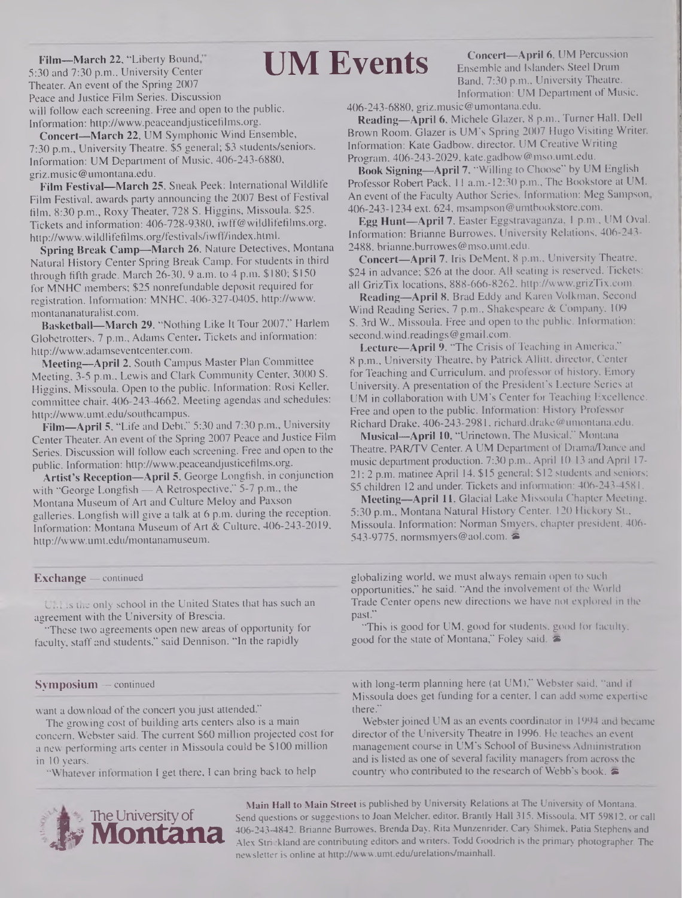# UM Events

**Film—March 22**, "Liberty Bound," 5:30 and 7:30 p.m., University Center Theater. An event of the Spring 2007 Peace and Justice Film Series. Discussion will follow each screening. Free and open to the public. Information: http://www.peaceandjusticefilms.org.

**Concert—March 22**, UM Symphonic Wind Ensemble, 7:30 p.m., University Theatre. $5 general; $3 students/seniors. Information: UM Department of Music, 406-243-6880, griz.music@umontana.edu.

**Film Festival—March 25**, Sneak Peak: International Wildlife Film Festival, awards party announcing the 2007 Best of Festival film, 8:30 p.m., Roxy Theater, 728 S. Higgins, Missoula. $25. Tickets and information: 406-728-9380, iwff@wildlifefilms.org, http://www.wildlifefilms.org/festivals/iwff/index.html.

**Spring Break Camp—March 26**, Nature Detectives, Montana Natural History Center Spring Break Camp. For students in third through fifth grade. March 26-30, 9 a.m. to 4 p.m. $180; $150 for MNHC members; $25 nonrefundable deposit required for registration. Information: MNHC, 406-327-0405, http://www.montananaturalist.com.

**Basketball—March 29**, "Nothing Like It Tour 2007," Harlem Globetrotters, 7 p.m., Adams Center. Tickets and information: http://www.adamseventcenter.com.

**Meeting—April 2**, South Campus Master Plan Committee Meeting, 3-5 p.m., Lewis and Clark Community Center, 3000 S. Higgins, Missoula. Open to the public. Information: Rosi Keller, committee chair, 406-243-4662. Meeting agendas and schedules: http://www.umt.edu/southcampus.

**Film—April 5**, "Life and Debt," 5:30 and 7:30 p.m., University Center Theater. An event of the Spring 2007 Peace and Justice Film Series. Discussion will follow each screening. Free and open to the public. Information: http://www.peaceandjusticefilms.org.

**Artist's Reception—April 5**, George Longfish, in conjunction with "George Longfish — A Retrospective," 5-7 p.m., the Montana Museum of Art and Culture Meloy and Paxson galleries. Longfish will give a talk at 6 p.m. during the reception. Information: Montana Museum of Art & Culture, 406-243-2019, http://www.umt.edu/montanamuseum.

**Concert—April 6**, UM Percussion Ensemble and Islanders Steel Drum Band, 7:30 p.m., University Theatre. Information: UM Department of Music, 406-243-6880, griz.music@umontana.edu.

**Reading—April 6**, Michele Glazer, 8 p.m., Turner Hall, Dell Brown Room. Glazer is UM's Spring 2007 Hugo Visiting Writer. Information: Kate Gadbow, director, UM Creative Writing Program, 406-243-2029, kate.gadbow@mso.umt.edu.

**Book Signing—April 7**, "Willing to Choose" by UM English Professor Robert Pack, 11 a.m.-12:30 p.m., The Bookstore at UM. An event of the Faculty Author Series. Information: Meg Sampson, 406-243-1234 ext. 624, msampson@umtbookstore.com.

**Egg Hunt—April 7**, Easter Eggstravaganza, 1 p.m., UM Oval. Information: Brianne Burrowes, University Relations, 406-243-2488, brianne.burrowes@mso.umt.edu.

**Concert—April 7**, Iris DeMent, 8 p.m., University Theatre. $24 in advance; $26 at the door. All seating is reserved. Tickets: all GrizTix locations, 888-666-8262, http://www.grizTix.com.

**Reading—April 8**, Brad Eddy and Karen Volkman, Second Wind Reading Series, 7 p.m., Shakespeare & Company, 109 S. 3rd W., Missoula. Free and open to the public. Information: second.wind.readings@gmail.com.

**Lecture—April 9**, "The Crisis of Teaching in America," 8 p.m., University Theatre, by Patrick Allitt, director, Center for Teaching and Curriculum, and professor of history, Emory University. A presentation of the President's Lecture Series at UM in collaboration with UM's Center for Teaching Excellence. Free and open to the public. Information: History Professor Richard Drake, 406-243-2981, richard.drake@umontana.edu.

**Musical—April 10**, "Urinetown, The Musical," Montana Theatre, PAR/TV Center. A UM Department of Drama/Dance and music department production. 7:30 p.m., April 10-13 and April 17-21; 2 p.m. matinee April 14. $15 general; $12 students and seniors; $5 children 12 and under. Tickets and information: 406-243-4581.

**Meeting—April 11**, Glacial Lake Missoula Chapter Meeting, 5:30 p.m., Montana Natural History Center, 120 Hickory St., Missoula. Information: Norman Smyers, chapter president, 406-543-9775, normsmyers@aol.com.

---

**Exchange** — continued

UM is the only school in the United States that has such an agreement with the University of Brescia.

"These two agreements open new areas of opportunity for faculty, staff and students," said Dennison. "In the rapidly globalizing world, we must always remain open to such opportunities," he said. "And the involvement of the World Trade Center opens new directions we have not explored in the past."

"This is good for UM, good for students, good for faculty, good for the state of Montana," Foley said.

---

**Symposium** — continued

want a download of the concert you just attended."

The growing cost of building arts centers also is a main concern, Webster said. The current $60 million projected cost for a new performing arts center in Missoula could be $100 million in 10 years.

"Whatever information I get there, I can bring back to help with long-term planning here (at UM)," Webster said, "and if Missoula does get funding for a center, I can add some expertise there."

Webster joined UM as an events coordinator in 1994 and became director of the University Theatre in 1996. He teaches an event management course in UM's School of Business Administration and is listed as one of several facility managers from across the country who contributed to the research of Webb's book.

---

The University of Montana

**Main Hall to Main Street** is published by University Relations at The University of Montana. Send questions or suggestions to Joan Melcher, editor, Brantly Hall 315, Missoula, MT 59812, or call 406-243-4842. Brianne Burrowes, Brenda Day, Rita Munzenrider, Cary Shimek, Patia Stephens and Alex Strickland are contributing editors and writers. Todd Goodrich is the primary photographer. The newsletter is online at http://www.umt.edu/urelations/mainhall.